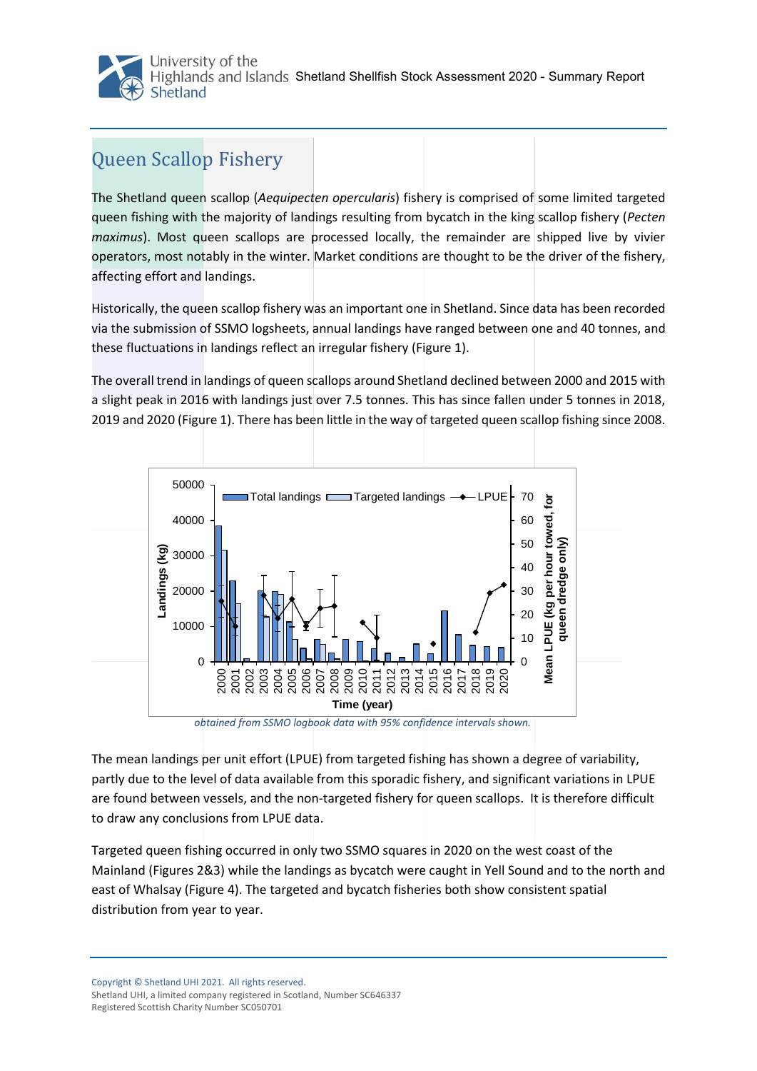## Queen Scallop Fishery

The Shetland queen scallop (*Aequipecten opercularis*) fishery is comprised of some limited targeted queen fishing with the majority of landings resulting from bycatch in the king scallop fishery (*Pecten maximus*). Most queen scallops are processed locally, the remainder are shipped live by vivier operators, most notably in the winter. Market conditions are thought to be the driver of the fishery, affecting effort and landings.

Historically, the queen scallop fishery was an important one in Shetland. Since data has been recorded via the submission of SSMO logsheets, annual landings have ranged between one and 40 tonnes, and these fluctuations in landings reflect an irregular fishery (Figure 1).

The overall trend in landings of queen scallops around Shetland declined between 2000 and 2015 with a slight peak in 2016 with landings just over 7.5 tonnes. This has since fallen under 5 tonnes in 2018, 2019 and 2020 (Figure 1). There has been little in the way of targeted queen scallop fishing since 2008.

*obtained from SSMO logbook data with 95% confidence intervals shown.*

The mean landings per unit effort (LPUE) from targeted fishing has shown a degree of variability, partly due to the level of data available from this sporadic fishery, and significant variations in LPUE are found between vessels, and the non-targeted fishery for queen scallops. It is therefore difficult to draw any conclusions from LPUE data.

Targeted queen fishing occurred in only two SSMO squares in 2020 on the west coast of the Mainland (Figures 2&3) while the landings as bycatch were caught in Yell Sound and to the north and east of Whalsay (Figure 4). The targeted and bycatch fisheries both show consistent spatial distribution from year to year.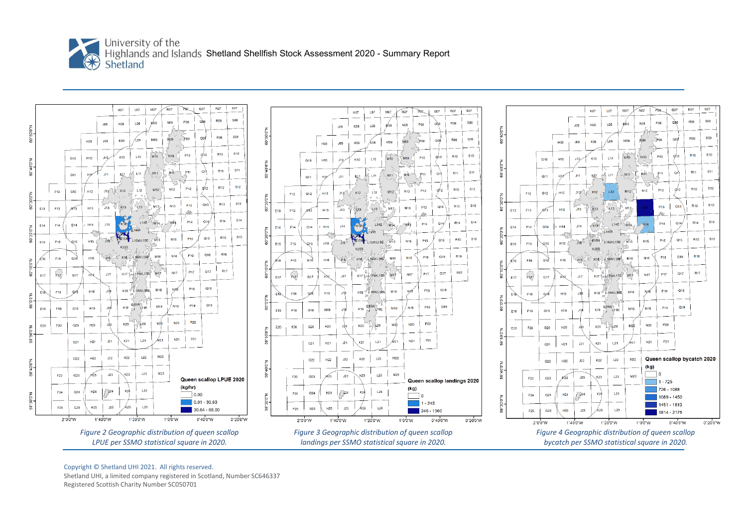Queen scallop LPUE 2020
(kg/hr)
0.00
0.01 - 30.63
30.64 - 68.00

*Figure 2 Geographic distribution of queen scallop LPUE per SSMO statistical square in 2020.*

Queen scallop landings 2020
(kg)
0
1 - 245
246 - 1360

*Figure 3 Geographic distribution of queen scallop landings per SSMO statistical square in 2020.*

Queen scallop bycatch 2020
(kg)
0
1 - 725
726 - 1088
1089 - 1450
1451 - 1813
1814 - 2175

*Figure 4 Geographic distribution of queen scallop bycatch per SSMO statistical square in 2020.*